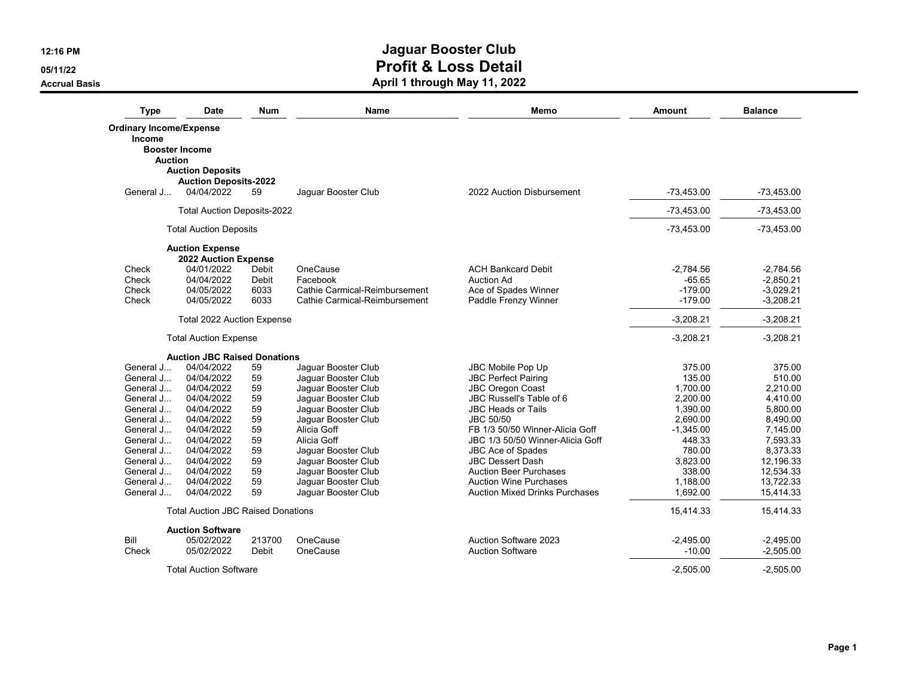# Jaguar Booster Club
## Profit & Loss Detail
### April 1 through May 11, 2022

12:16 PM
05/11/22
Accrual Basis

| Type | Date | Num | Name | Memo | Amount | Balance |
|---|---|---|---|---|---|---|
| **Ordinary Income/Expense** | | | | | | |
| **Income** | | | | | | |
| **Booster Income** | | | | | | |
| **Auction** | | | | | | |
| **Auction Deposits** | | | | | | |
| **Auction Deposits-2022** | | | | | | |
| General J... | 04/04/2022 | 59 | Jaguar Booster Club | 2022 Auction Disbursement | -73,453.00 | -73,453.00 |
| Total Auction Deposits-2022 | | | | | -73,453.00 | -73,453.00 |
| Total Auction Deposits | | | | | -73,453.00 | -73,453.00 |
| **Auction Expense** | | | | | | |
| **2022 Auction Expense** | | | | | | |
| Check | 04/01/2022 | Debit | OneCause | ACH Bankcard Debit | -2,784.56 | -2,784.56 |
| Check | 04/04/2022 | Debit | Facebook | Auction Ad | -65.65 | -2,850.21 |
| Check | 04/05/2022 | 6033 | Cathie Carmical-Reimbursement | Ace of Spades Winner | -179.00 | -3,029.21 |
| Check | 04/05/2022 | 6033 | Cathie Carmical-Reimbursement | Paddle Frenzy Winner | -179.00 | -3,208.21 |
| Total 2022 Auction Expense | | | | | -3,208.21 | -3,208.21 |
| Total Auction Expense | | | | | -3,208.21 | -3,208.21 |
| **Auction JBC Raised Donations** | | | | | | |
| General J... | 04/04/2022 | 59 | Jaguar Booster Club | JBC Mobile Pop Up | 375.00 | 375.00 |
| General J... | 04/04/2022 | 59 | Jaguar Booster Club | JBC Perfect Pairing | 135.00 | 510.00 |
| General J... | 04/04/2022 | 59 | Jaguar Booster Club | JBC Oregon Coast | 1,700.00 | 2,210.00 |
| General J... | 04/04/2022 | 59 | Jaguar Booster Club | JBC Russell's Table of 6 | 2,200.00 | 4,410.00 |
| General J... | 04/04/2022 | 59 | Jaguar Booster Club | JBC Heads or Tails | 1,390.00 | 5,800.00 |
| General J... | 04/04/2022 | 59 | Jaguar Booster Club | JBC 50/50 | 2,690.00 | 8,490.00 |
| General J... | 04/04/2022 | 59 | Alicia Goff | FB 1/3 50/50 Winner-Alicia Goff | -1,345.00 | 7,145.00 |
| General J... | 04/04/2022 | 59 | Alicia Goff | JBC 1/3 50/50 Winner-Alicia Goff | 448.33 | 7,593.33 |
| General J... | 04/04/2022 | 59 | Jaguar Booster Club | JBC Ace of Spades | 780.00 | 8,373.33 |
| General J... | 04/04/2022 | 59 | Jaguar Booster Club | JBC Dessert Dash | 3,823.00 | 12,196.33 |
| General J... | 04/04/2022 | 59 | Jaguar Booster Club | Auction Beer Purchases | 338.00 | 12,534.33 |
| General J... | 04/04/2022 | 59 | Jaguar Booster Club | Auction Wine Purchases | 1,188.00 | 13,722.33 |
| General J... | 04/04/2022 | 59 | Jaguar Booster Club | Auction Mixed Drinks Purchases | 1,692.00 | 15,414.33 |
| Total Auction JBC Raised Donations | | | | | 15,414.33 | 15,414.33 |
| **Auction Software** | | | | | | |
| Bill | 05/02/2022 | 213700 | OneCause | Auction Software 2023 | -2,495.00 | -2,495.00 |
| Check | 05/02/2022 | Debit | OneCause | Auction Software | -10.00 | -2,505.00 |
| Total Auction Software | | | | | -2,505.00 | -2,505.00 |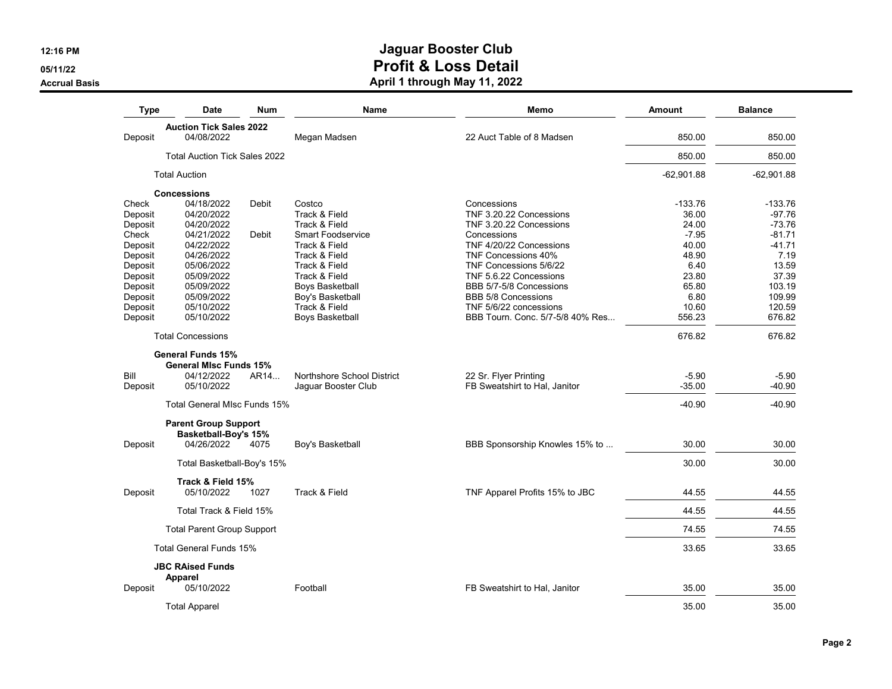# Jaguar Booster Club
## Profit & Loss Detail
### April 1 through May 11, 2022

12:16 PM
05/11/22
Accrual Basis

| Type | Date | Num | Name | Memo | Amount | Balance |
|---|---|---|---|---|---|---|
| **Auction Tick Sales 2022** | | | | | | |
| Deposit | 04/08/2022 | | Megan Madsen | 22 Auct Table of 8 Madsen | 850.00 | 850.00 |
| Total Auction Tick Sales 2022 | | | | | 850.00 | 850.00 |
| Total Auction | | | | | -62,901.88 | -62,901.88 |
| **Concessions** | | | | | | |
| Check | 04/18/2022 | Debit | Costco | Concessions | -133.76 | -133.76 |
| Deposit | 04/20/2022 | | Track & Field | TNF 3.20.22 Concessions | 36.00 | -97.76 |
| Deposit | 04/20/2022 | | Track & Field | TNF 3.20.22 Concessions | 24.00 | -73.76 |
| Check | 04/21/2022 | Debit | Smart Foodservice | Concessions | -7.95 | -81.71 |
| Deposit | 04/22/2022 | | Track & Field | TNF 4/20/22 Concessions | 40.00 | -41.71 |
| Deposit | 04/26/2022 | | Track & Field | TNF Concessions 40% | 48.90 | 7.19 |
| Deposit | 05/06/2022 | | Track & Field | TNF Concessions 5/6/22 | 6.40 | 13.59 |
| Deposit | 05/09/2022 | | Track & Field | TNF 5.6.22 Concessions | 23.80 | 37.39 |
| Deposit | 05/09/2022 | | Boys Basketball | BBB 5/7-5/8 Concessions | 65.80 | 103.19 |
| Deposit | 05/09/2022 | | Boy's Basketball | BBB 5/8 Concessions | 6.80 | 109.99 |
| Deposit | 05/10/2022 | | Track & Field | TNF 5/6/22 concessions | 10.60 | 120.59 |
| Deposit | 05/10/2022 | | Boys Basketball | BBB Tourn. Conc. 5/7-5/8 40% Res... | 556.23 | 676.82 |
| Total Concessions | | | | | 676.82 | 676.82 |
| **General Funds 15%** | | | | | | |
| **General MIsc Funds 15%** | | | | | | |
| Bill | 04/12/2022 | AR14... | Northshore School District | 22 Sr. Flyer Printing | -5.90 | -5.90 |
| Deposit | 05/10/2022 | | Jaguar Booster Club | FB Sweatshirt to Hal, Janitor | -35.00 | -40.90 |
| Total General MIsc Funds 15% | | | | | -40.90 | -40.90 |
| **Parent Group Support** | | | | | | |
| **Basketball-Boy's 15%** | | | | | | |
| Deposit | 04/26/2022 | 4075 | Boy's Basketball | BBB Sponsorship Knowles 15% to ... | 30.00 | 30.00 |
| Total Basketball-Boy's 15% | | | | | 30.00 | 30.00 |
| **Track & Field 15%** | | | | | | |
| Deposit | 05/10/2022 | 1027 | Track & Field | TNF Apparel Profits 15% to JBC | 44.55 | 44.55 |
| Total Track & Field 15% | | | | | 44.55 | 44.55 |
| Total Parent Group Support | | | | | 74.55 | 74.55 |
| Total General Funds 15% | | | | | 33.65 | 33.65 |
| **JBC RAised Funds** | | | | | | |
| **Apparel** | | | | | | |
| Deposit | 05/10/2022 | | Football | FB Sweatshirt to Hal, Janitor | 35.00 | 35.00 |
| Total Apparel | | | | | 35.00 | 35.00 |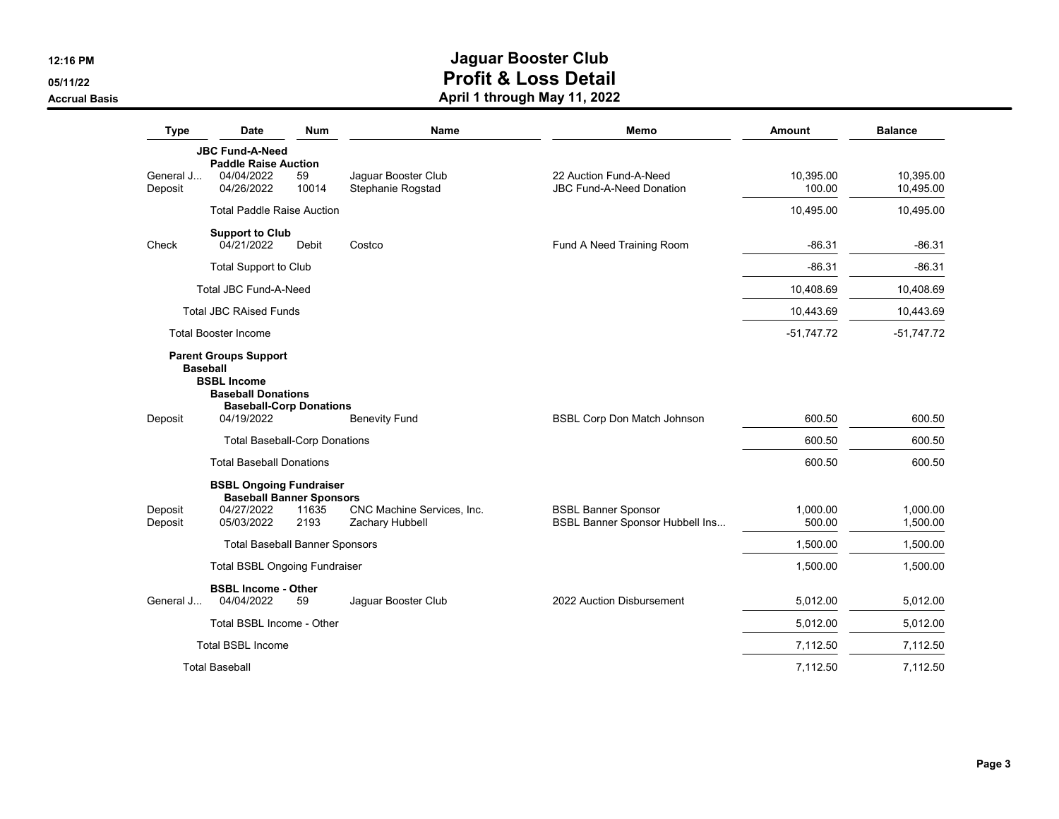# Jaguar Booster Club
## Profit & Loss Detail
### April 1 through May 11, 2022

Accrual Basis

| Type | Date | Num | Name | Memo | Amount | Balance |
|---|---|---|---|---|---|---|
| **JBC Fund-A-Need** | | | | | | |
| **Paddle Raise Auction** | | | | | | |
| General J... | 04/04/2022 | 59 | Jaguar Booster Club | 22 Auction Fund-A-Need | 10,395.00 | 10,395.00 |
| Deposit | 04/26/2022 | 10014 | Stephanie Rogstad | JBC Fund-A-Need Donation | 100.00 | 10,495.00 |
| Total Paddle Raise Auction | | | | | 10,495.00 | 10,495.00 |
| **Support to Club** | | | | | | |
| Check | 04/21/2022 | Debit | Costco | Fund A Need Training Room | -86.31 | -86.31 |
| Total Support to Club | | | | | -86.31 | -86.31 |
| Total JBC Fund-A-Need | | | | | 10,408.69 | 10,408.69 |
| Total JBC RAised Funds | | | | | 10,443.69 | 10,443.69 |
| Total Booster Income | | | | | -51,747.72 | -51,747.72 |
| **Parent Groups Support** | | | | | | |
| **Baseball** | | | | | | |
| **BSBL Income** | | | | | | |
| **Baseball Donations** | | | | | | |
| **Baseball-Corp Donations** | | | | | | |
| Deposit | 04/19/2022 | | Benevity Fund | BSBL Corp Don Match Johnson | 600.50 | 600.50 |
| Total Baseball-Corp Donations | | | | | 600.50 | 600.50 |
| Total Baseball Donations | | | | | 600.50 | 600.50 |
| **BSBL Ongoing Fundraiser** | | | | | | |
| **Baseball Banner Sponsors** | | | | | | |
| Deposit | 04/27/2022 | 11635 | CNC Machine Services, Inc. | BSBL Banner Sponsor | 1,000.00 | 1,000.00 |
| Deposit | 05/03/2022 | 2193 | Zachary Hubbell | BSBL Banner Sponsor Hubbell Ins... | 500.00 | 1,500.00 |
| Total Baseball Banner Sponsors | | | | | 1,500.00 | 1,500.00 |
| Total BSBL Ongoing Fundraiser | | | | | 1,500.00 | 1,500.00 |
| **BSBL Income - Other** | | | | | | |
| General J... | 04/04/2022 | 59 | Jaguar Booster Club | 2022 Auction Disbursement | 5,012.00 | 5,012.00 |
| Total BSBL Income - Other | | | | | 5,012.00 | 5,012.00 |
| Total BSBL Income | | | | | 7,112.50 | 7,112.50 |
| Total Baseball | | | | | 7,112.50 | 7,112.50 |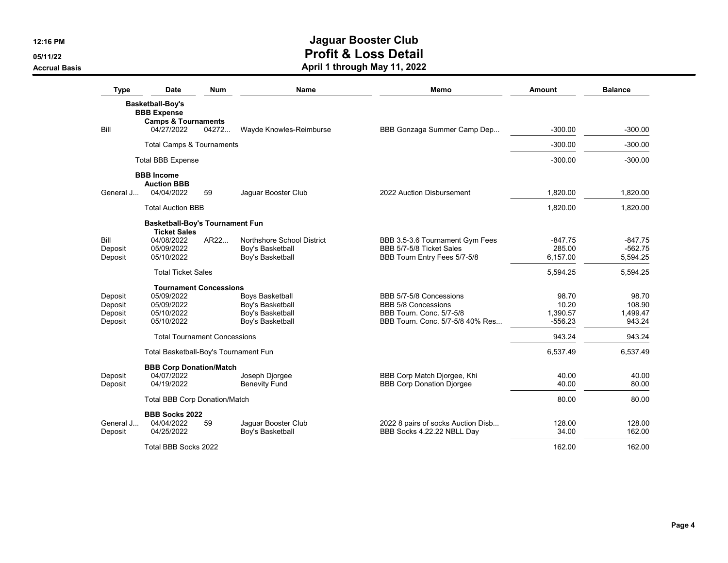# Jaguar Booster Club
## Profit & Loss Detail
### April 1 through May 11, 2022

12:16 PM
05/11/22
Accrual Basis

| Type | Date | Num | Name | Memo | Amount | Balance |
|---|---|---|---|---|---|---|
| **Basketball-Boy's** | | | | | | |
| **BBB Expense** | | | | | | |
| **Camps & Tournaments** | | | | | | |
| Bill | 04/27/2022 | 04272... | Wayde Knowles-Reimburse | BBB Gonzaga Summer Camp Dep... | -300.00 | -300.00 |
| Total Camps & Tournaments | | | | | -300.00 | -300.00 |
| Total BBB Expense | | | | | -300.00 | -300.00 |
| **BBB Income** | | | | | | |
| **Auction BBB** | | | | | | |
| General J... | 04/04/2022 | 59 | Jaguar Booster Club | 2022 Auction Disbursement | 1,820.00 | 1,820.00 |
| Total Auction BBB | | | | | 1,820.00 | 1,820.00 |
| **Basketball-Boy's Tournament Fun** | | | | | | |
| **Ticket Sales** | | | | | | |
| Bill | 04/08/2022 | AR22... | Northshore School District | BBB 3.5-3.6 Tournament Gym Fees | -847.75 | -847.75 |
| Deposit | 05/09/2022 | | Boy's Basketball | BBB 5/7-5/8 Ticket Sales | 285.00 | -562.75 |
| Deposit | 05/10/2022 | | Boy's Basketball | BBB Tourn Entry Fees 5/7-5/8 | 6,157.00 | 5,594.25 |
| Total Ticket Sales | | | | | 5,594.25 | 5,594.25 |
| **Tournament Concessions** | | | | | | |
| Deposit | 05/09/2022 | | Boys Basketball | BBB 5/7-5/8 Concessions | 98.70 | 98.70 |
| Deposit | 05/09/2022 | | Boy's Basketball | BBB 5/8 Concessions | 10.20 | 108.90 |
| Deposit | 05/10/2022 | | Boy's Basketball | BBB Tourn. Conc. 5/7-5/8 | 1,390.57 | 1,499.47 |
| Deposit | 05/10/2022 | | Boy's Basketball | BBB Tourn. Conc. 5/7-5/8 40% Res... | -556.23 | 943.24 |
| Total Tournament Concessions | | | | | 943.24 | 943.24 |
| Total Basketball-Boy's Tournament Fun | | | | | 6,537.49 | 6,537.49 |
| **BBB Corp Donation/Match** | | | | | | |
| Deposit | 04/07/2022 | | Joseph Djorgee | BBB Corp Match Djorgee, Khi | 40.00 | 40.00 |
| Deposit | 04/19/2022 | | Benevity Fund | BBB Corp Donation Djorgee | 40.00 | 80.00 |
| Total BBB Corp Donation/Match | | | | | 80.00 | 80.00 |
| **BBB Socks 2022** | | | | | | |
| General J... | 04/04/2022 | 59 | Jaguar Booster Club | 2022 8 pairs of socks Auction Disb... | 128.00 | 128.00 |
| Deposit | 04/25/2022 | | Boy's Basketball | BBB Socks 4.22.22 NBLL Day | 34.00 | 162.00 |
| Total BBB Socks 2022 | | | | | 162.00 | 162.00 |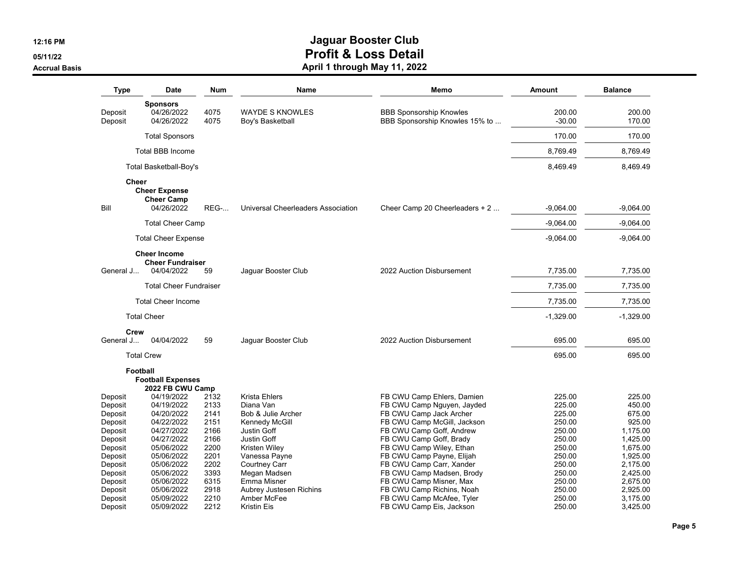# Jaguar Booster Club
## Profit & Loss Detail
### April 1 through May 11, 2022

12:16 PM
05/11/22
Accrual Basis

| Type | Date | Num | Name | Memo | Amount | Balance |
|---|---|---|---|---|---|---|
| | **Sponsors** | | | | | |
| Deposit | 04/26/2022 | 4075 | WAYDE S KNOWLES | BBB Sponsorship Knowles | 200.00 | 200.00 |
| Deposit | 04/26/2022 | 4075 | Boy's Basketball | BBB Sponsorship Knowles 15% to ... | -30.00 | 170.00 |
| | Total Sponsors | | | | 170.00 | 170.00 |
| | Total BBB Income | | | | 8,769.49 | 8,769.49 |
| | Total Basketball-Boy's | | | | 8,469.49 | 8,469.49 |
| | **Cheer** | | | | | |
| | **Cheer Expense** | | | | | |
| | **Cheer Camp** | | | | | |
| Bill | 04/26/2022 | REG-... | Universal Cheerleaders Association | Cheer Camp 20 Cheerleaders + 2 ... | -9,064.00 | -9,064.00 |
| | Total Cheer Camp | | | | -9,064.00 | -9,064.00 |
| | Total Cheer Expense | | | | -9,064.00 | -9,064.00 |
| | **Cheer Income** | | | | | |
| | **Cheer Fundraiser** | | | | | |
| General J... | 04/04/2022 | 59 | Jaguar Booster Club | 2022 Auction Disbursement | 7,735.00 | 7,735.00 |
| | Total Cheer Fundraiser | | | | 7,735.00 | 7,735.00 |
| | Total Cheer Income | | | | 7,735.00 | 7,735.00 |
| | Total Cheer | | | | -1,329.00 | -1,329.00 |
| | **Crew** | | | | | |
| General J... | 04/04/2022 | 59 | Jaguar Booster Club | 2022 Auction Disbursement | 695.00 | 695.00 |
| | Total Crew | | | | 695.00 | 695.00 |
| | **Football** | | | | | |
| | **Football Expenses** | | | | | |
| | **2022 FB CWU Camp** | | | | | |
| Deposit | 04/19/2022 | 2132 | Krista Ehlers | FB CWU Camp Ehlers, Damien | 225.00 | 225.00 |
| Deposit | 04/19/2022 | 2133 | Diana Van | FB CWU Camp Nguyen, Jayded | 225.00 | 450.00 |
| Deposit | 04/20/2022 | 2141 | Bob & Julie Archer | FB CWU Camp Jack Archer | 225.00 | 675.00 |
| Deposit | 04/22/2022 | 2151 | Kennedy McGill | FB CWU Camp McGill, Jackson | 250.00 | 925.00 |
| Deposit | 04/27/2022 | 2166 | Justin Goff | FB CWU Camp Goff, Andrew | 250.00 | 1,175.00 |
| Deposit | 04/27/2022 | 2166 | Justin Goff | FB CWU Camp Goff, Brady | 250.00 | 1,425.00 |
| Deposit | 05/06/2022 | 2200 | Kristen Wiley | FB CWU Camp Wiley, Ethan | 250.00 | 1,675.00 |
| Deposit | 05/06/2022 | 2201 | Vanessa Payne | FB CWU Camp Payne, Elijah | 250.00 | 1,925.00 |
| Deposit | 05/06/2022 | 2202 | Courtney Carr | FB CWU Camp Carr, Xander | 250.00 | 2,175.00 |
| Deposit | 05/06/2022 | 3393 | Megan Madsen | FB CWU Camp Madsen, Brody | 250.00 | 2,425.00 |
| Deposit | 05/06/2022 | 6315 | Emma Misner | FB CWU Camp Misner, Max | 250.00 | 2,675.00 |
| Deposit | 05/06/2022 | 2918 | Aubrey Justesen Richins | FB CWU Camp Richins, Noah | 250.00 | 2,925.00 |
| Deposit | 05/09/2022 | 2210 | Amber McFee | FB CWU Camp McAfee, Tyler | 250.00 | 3,175.00 |
| Deposit | 05/09/2022 | 2212 | Kristin Eis | FB CWU Camp Eis, Jackson | 250.00 | 3,425.00 |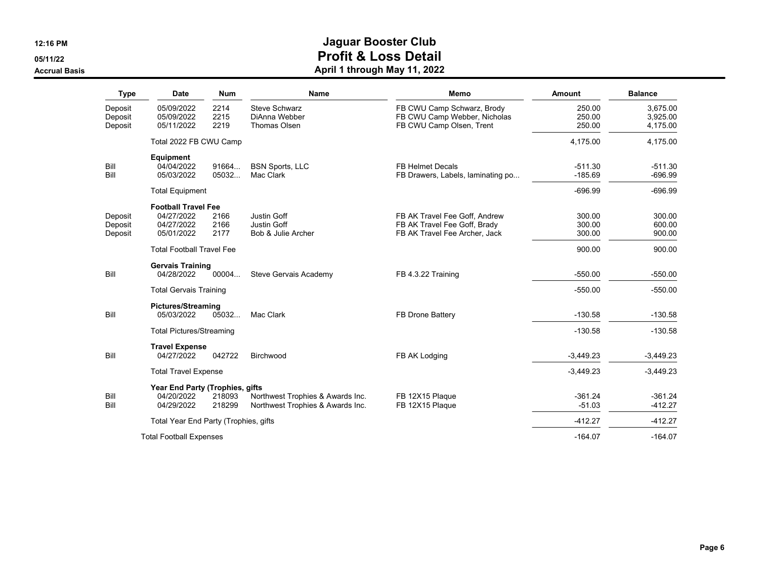# Jaguar Booster Club
## Profit & Loss Detail
### April 1 through May 11, 2022

12:16 PM
05/11/22
Accrual Basis

| Type | Date | Num | Name | Memo | Amount | Balance |
|---|---|---|---|---|---|---|
| Deposit | 05/09/2022 | 2214 | Steve Schwarz | FB CWU Camp Schwarz, Brody | 250.00 | 3,675.00 |
| Deposit | 05/09/2022 | 2215 | DiAnna Webber | FB CWU Camp Webber, Nicholas | 250.00 | 3,925.00 |
| Deposit | 05/11/2022 | 2219 | Thomas Olsen | FB CWU Camp Olsen, Trent | 250.00 | 4,175.00 |
| | Total 2022 FB CWU Camp | | | | 4,175.00 | 4,175.00 |
| | **Equipment** | | | | | |
| Bill | 04/04/2022 | 91664... | BSN Sports, LLC | FB Helmet Decals | -511.30 | -511.30 |
| Bill | 05/03/2022 | 05032... | Mac Clark | FB Drawers, Labels, laminating po... | -185.69 | -696.99 |
| | Total Equipment | | | | -696.99 | -696.99 |
| | **Football Travel Fee** | | | | | |
| Deposit | 04/27/2022 | 2166 | Justin Goff | FB AK Travel Fee Goff, Andrew | 300.00 | 300.00 |
| Deposit | 04/27/2022 | 2166 | Justin Goff | FB AK Travel Fee Goff, Brady | 300.00 | 600.00 |
| Deposit | 05/01/2022 | 2177 | Bob & Julie Archer | FB AK Travel Fee Archer, Jack | 300.00 | 900.00 |
| | Total Football Travel Fee | | | | 900.00 | 900.00 |
| | **Gervais Training** | | | | | |
| Bill | 04/28/2022 | 00004... | Steve Gervais Academy | FB 4.3.22 Training | -550.00 | -550.00 |
| | Total Gervais Training | | | | -550.00 | -550.00 |
| | **Pictures/Streaming** | | | | | |
| Bill | 05/03/2022 | 05032... | Mac Clark | FB Drone Battery | -130.58 | -130.58 |
| | Total Pictures/Streaming | | | | -130.58 | -130.58 |
| | **Travel Expense** | | | | | |
| Bill | 04/27/2022 | 042722 | Birchwood | FB AK Lodging | -3,449.23 | -3,449.23 |
| | Total Travel Expense | | | | -3,449.23 | -3,449.23 |
| | **Year End Party (Trophies, gifts** | | | | | |
| Bill | 04/20/2022 | 218093 | Northwest Trophies & Awards Inc. | FB 12X15 Plaque | -361.24 | -361.24 |
| Bill | 04/29/2022 | 218299 | Northwest Trophies & Awards Inc. | FB 12X15 Plaque | -51.03 | -412.27 |
| | Total Year End Party (Trophies, gifts | | | | -412.27 | -412.27 |
| | Total Football Expenses | | | | -164.07 | -164.07 |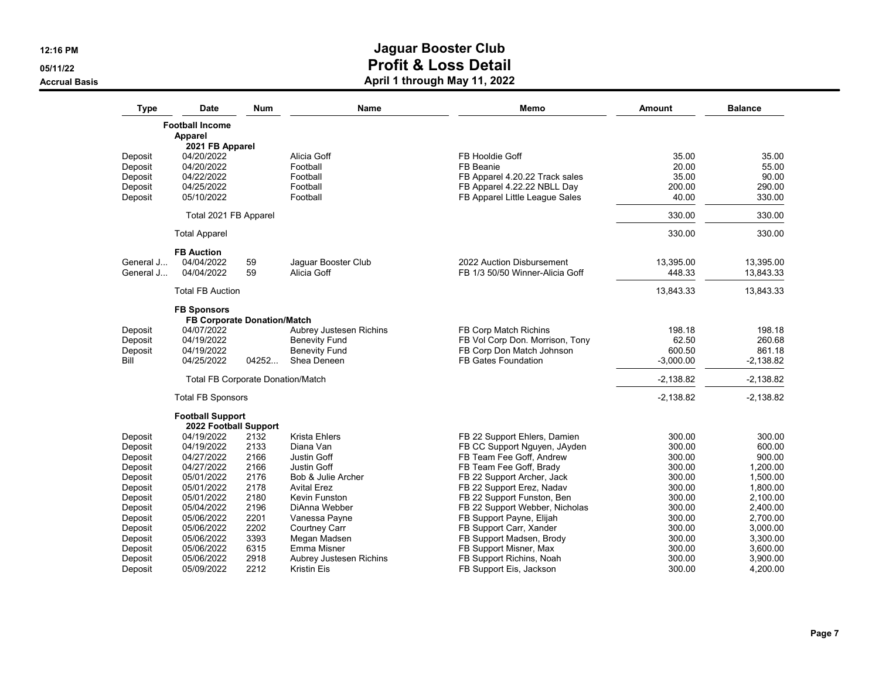# Jaguar Booster Club
## Profit & Loss Detail
### April 1 through May 11, 2022

12:16 PM
05/11/22
Accrual Basis

| Type | Date | Num | Name | Memo | Amount | Balance |
|---|---|---|---|---|---|---|
| **Football Income** | | | | | | |
| **Apparel** | | | | | | |
| **2021 FB Apparel** | | | | | | |
| Deposit | 04/20/2022 | | Alicia Goff | FB Hooldie Goff | 35.00 | 35.00 |
| Deposit | 04/20/2022 | | Football | FB Beanie | 20.00 | 55.00 |
| Deposit | 04/22/2022 | | Football | FB Apparel 4.20.22 Track sales | 35.00 | 90.00 |
| Deposit | 04/25/2022 | | Football | FB Apparel 4.22.22 NBLL Day | 200.00 | 290.00 |
| Deposit | 05/10/2022 | | Football | FB Apparel Little League Sales | 40.00 | 330.00 |
| Total 2021 FB Apparel | | | | | 330.00 | 330.00 |
| Total Apparel | | | | | 330.00 | 330.00 |
| **FB Auction** | | | | | | |
| General J... | 04/04/2022 | 59 | Jaguar Booster Club | 2022 Auction Disbursement | 13,395.00 | 13,395.00 |
| General J... | 04/04/2022 | 59 | Alicia Goff | FB 1/3 50/50 Winner-Alicia Goff | 448.33 | 13,843.33 |
| Total FB Auction | | | | | 13,843.33 | 13,843.33 |
| **FB Sponsors** | | | | | | |
| **FB Corporate Donation/Match** | | | | | | |
| Deposit | 04/07/2022 | | Aubrey Justesen Richins | FB Corp Match Richins | 198.18 | 198.18 |
| Deposit | 04/19/2022 | | Benevity Fund | FB Vol Corp Don. Morrison, Tony | 62.50 | 260.68 |
| Deposit | 04/19/2022 | | Benevity Fund | FB Corp Don Match Johnson | 600.50 | 861.18 |
| Bill | 04/25/2022 | 04252... | Shea Deneen | FB Gates Foundation | -3,000.00 | -2,138.82 |
| Total FB Corporate Donation/Match | | | | | -2,138.82 | -2,138.82 |
| Total FB Sponsors | | | | | -2,138.82 | -2,138.82 |
| **Football Support** | | | | | | |
| **2022 Football Support** | | | | | | |
| Deposit | 04/19/2022 | 2132 | Krista Ehlers | FB 22 Support Ehlers, Damien | 300.00 | 300.00 |
| Deposit | 04/19/2022 | 2133 | Diana Van | FB CC Support Nguyen, JAyden | 300.00 | 600.00 |
| Deposit | 04/27/2022 | 2166 | Justin Goff | FB Team Fee Goff, Andrew | 300.00 | 900.00 |
| Deposit | 04/27/2022 | 2166 | Justin Goff | FB Team Fee Goff, Brady | 300.00 | 1,200.00 |
| Deposit | 05/01/2022 | 2176 | Bob & Julie Archer | FB 22 Support Archer, Jack | 300.00 | 1,500.00 |
| Deposit | 05/01/2022 | 2178 | Avital Erez | FB 22 Support Erez, Nadav | 300.00 | 1,800.00 |
| Deposit | 05/01/2022 | 2180 | Kevin Funston | FB 22 Support Funston, Ben | 300.00 | 2,100.00 |
| Deposit | 05/04/2022 | 2196 | DiAnna Webber | FB 22 Support Webber, Nicholas | 300.00 | 2,400.00 |
| Deposit | 05/06/2022 | 2201 | Vanessa Payne | FB Support Payne, Elijah | 300.00 | 2,700.00 |
| Deposit | 05/06/2022 | 2202 | Courtney Carr | FB Support Carr, Xander | 300.00 | 3,000.00 |
| Deposit | 05/06/2022 | 3393 | Megan Madsen | FB Support Madsen, Brody | 300.00 | 3,300.00 |
| Deposit | 05/06/2022 | 6315 | Emma Misner | FB Support Misner, Max | 300.00 | 3,600.00 |
| Deposit | 05/06/2022 | 2918 | Aubrey Justesen Richins | FB Support Richins, Noah | 300.00 | 3,900.00 |
| Deposit | 05/09/2022 | 2212 | Kristin Eis | FB Support Eis, Jackson | 300.00 | 4,200.00 |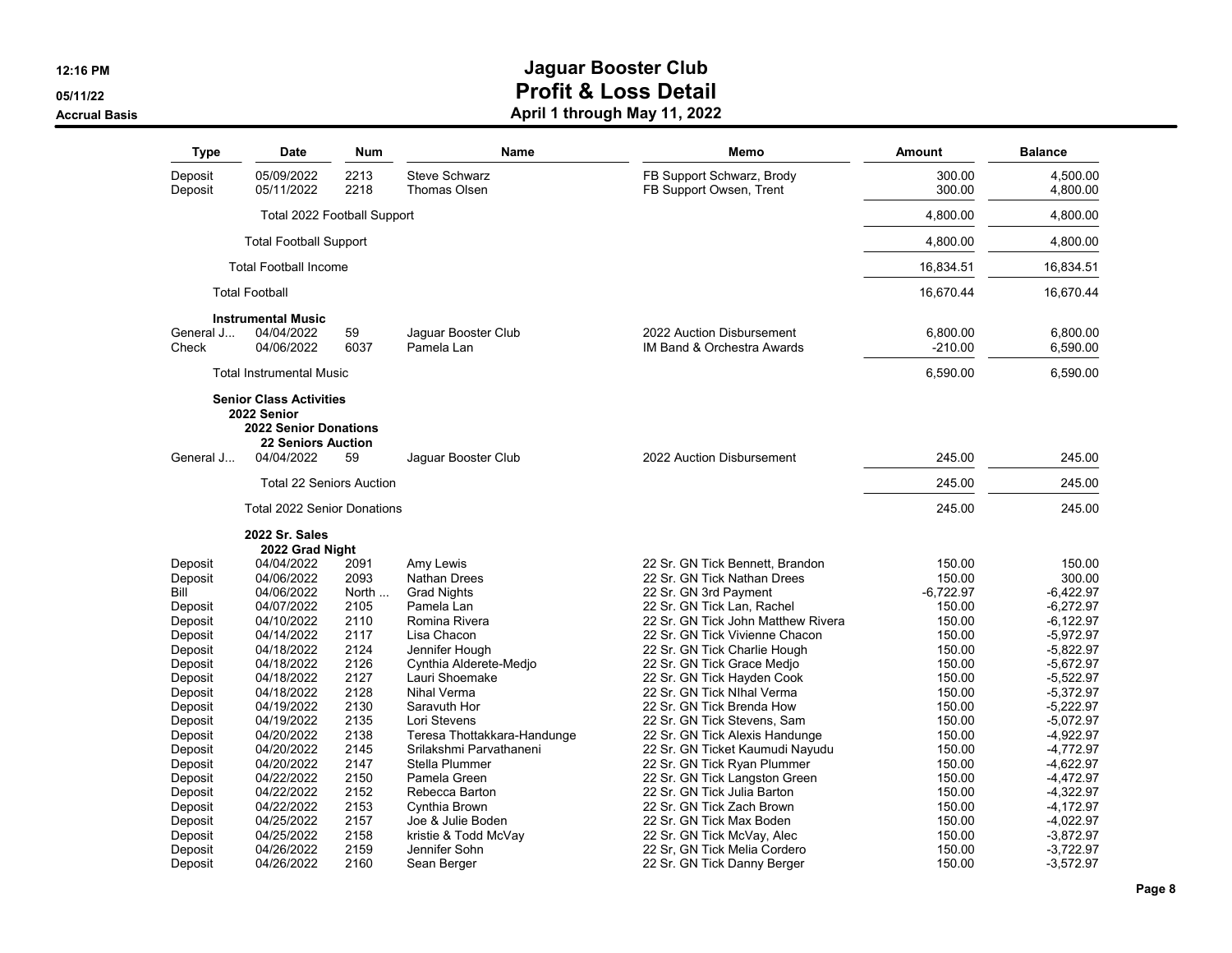# Jaguar Booster Club
## Profit & Loss Detail
### April 1 through May 11, 2022

12:16 PM
05/11/22
Accrual Basis

| Type | Date | Num | Name | Memo | Amount | Balance |
|---|---|---|---|---|---|---|
| Deposit | 05/09/2022 | 2213 | Steve Schwarz | FB Support Schwarz, Brody | 300.00 | 4,500.00 |
| Deposit | 05/11/2022 | 2218 | Thomas Olsen | FB Support Owsen, Trent | 300.00 | 4,800.00 |
| Total 2022 Football Support | | | | | 4,800.00 | 4,800.00 |
| Total Football Support | | | | | 4,800.00 | 4,800.00 |
| Total Football Income | | | | | 16,834.51 | 16,834.51 |
| Total Football | | | | | 16,670.44 | 16,670.44 |
| **Instrumental Music** | | | | | | |
| General J... | 04/04/2022 | 59 | Jaguar Booster Club | 2022 Auction Disbursement | 6,800.00 | 6,800.00 |
| Check | 04/06/2022 | 6037 | Pamela Lan | IM Band & Orchestra Awards | -210.00 | 6,590.00 |
| Total Instrumental Music | | | | | 6,590.00 | 6,590.00 |
| **Senior Class Activities** | | | | | | |
| **2022 Senior** | | | | | | |
| **2022 Senior Donations** | | | | | | |
| **22 Seniors Auction** | | | | | | |
| General J... | 04/04/2022 | 59 | Jaguar Booster Club | 2022 Auction Disbursement | 245.00 | 245.00 |
| Total 22 Seniors Auction | | | | | 245.00 | 245.00 |
| Total 2022 Senior Donations | | | | | 245.00 | 245.00 |
| **2022 Sr. Sales** | | | | | | |
| **2022 Grad Night** | | | | | | |
| Deposit | 04/04/2022 | 2091 | Amy Lewis | 22 Sr. GN Tick Bennett, Brandon | 150.00 | 150.00 |
| Deposit | 04/06/2022 | 2093 | Nathan Drees | 22 Sr. GN Tick Nathan Drees | 150.00 | 300.00 |
| Bill | 04/06/2022 | North ... | Grad Nights | 22 Sr. GN 3rd Payment | -6,722.97 | -6,422.97 |
| Deposit | 04/07/2022 | 2105 | Pamela Lan | 22 Sr. GN Tick Lan, Rachel | 150.00 | -6,272.97 |
| Deposit | 04/10/2022 | 2110 | Romina Rivera | 22 Sr. GN Tick John Matthew Rivera | 150.00 | -6,122.97 |
| Deposit | 04/14/2022 | 2117 | Lisa Chacon | 22 Sr. GN Tick Vivienne Chacon | 150.00 | -5,972.97 |
| Deposit | 04/18/2022 | 2124 | Jennifer Hough | 22 Sr. GN Tick Charlie Hough | 150.00 | -5,822.97 |
| Deposit | 04/18/2022 | 2126 | Cynthia Alderete-Medjo | 22 Sr. GN Tick Grace Medjo | 150.00 | -5,672.97 |
| Deposit | 04/18/2022 | 2127 | Lauri Shoemake | 22 Sr. GN Tick Hayden Cook | 150.00 | -5,522.97 |
| Deposit | 04/18/2022 | 2128 | Nihal Verma | 22 Sr. GN Tick NIhal Verma | 150.00 | -5,372.97 |
| Deposit | 04/19/2022 | 2130 | Saravuth Hor | 22 Sr. GN Tick Brenda How | 150.00 | -5,222.97 |
| Deposit | 04/19/2022 | 2135 | Lori Stevens | 22 Sr. GN Tick Stevens, Sam | 150.00 | -5,072.97 |
| Deposit | 04/20/2022 | 2138 | Teresa Thottakkara-Handunge | 22 Sr. GN Tick Alexis Handunge | 150.00 | -4,922.97 |
| Deposit | 04/20/2022 | 2145 | Srilakshmi Parvathaneni | 22 Sr. GN Ticket Kaumudi Nayudu | 150.00 | -4,772.97 |
| Deposit | 04/20/2022 | 2147 | Stella Plummer | 22 Sr. GN Tick Ryan Plummer | 150.00 | -4,622.97 |
| Deposit | 04/22/2022 | 2150 | Pamela Green | 22 Sr. GN Tick Langston Green | 150.00 | -4,472.97 |
| Deposit | 04/22/2022 | 2152 | Rebecca Barton | 22 Sr. GN Tick Julia Barton | 150.00 | -4,322.97 |
| Deposit | 04/22/2022 | 2153 | Cynthia Brown | 22 Sr. GN Tick Zach Brown | 150.00 | -4,172.97 |
| Deposit | 04/25/2022 | 2157 | Joe & Julie Boden | 22 Sr. GN Tick Max Boden | 150.00 | -4,022.97 |
| Deposit | 04/25/2022 | 2158 | kristie & Todd McVay | 22 Sr. GN Tick McVay, Alec | 150.00 | -3,872.97 |
| Deposit | 04/26/2022 | 2159 | Jennifer Sohn | 22 Sr, GN Tick Melia Cordero | 150.00 | -3,722.97 |
| Deposit | 04/26/2022 | 2160 | Sean Berger | 22 Sr. GN Tick Danny Berger | 150.00 | -3,572.97 |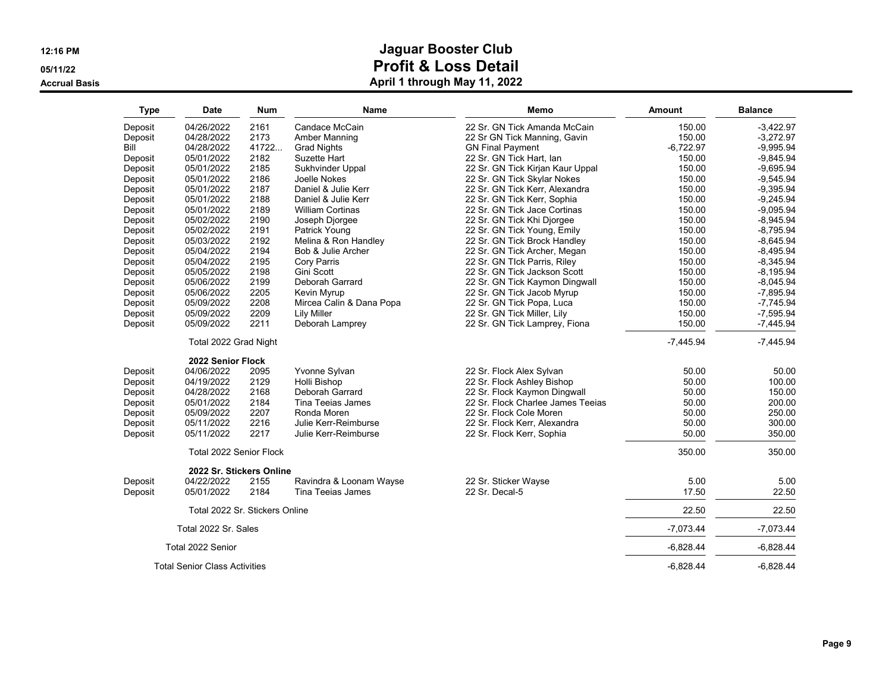# Jaguar Booster Club

## Profit & Loss Detail

### April 1 through May 11, 2022

12:16 PM
05/11/22
Accrual Basis

| Type | Date | Num | Name | Memo | Amount | Balance |
|---|---|---|---|---|---|---|
| Deposit | 04/26/2022 | 2161 | Candace McCain | 22 Sr. GN Tick Amanda McCain | 150.00 | -3,422.97 |
| Deposit | 04/28/2022 | 2173 | Amber Manning | 22 Sr GN Tick Manning, Gavin | 150.00 | -3,272.97 |
| Bill | 04/28/2022 | 41722... | Grad Nights | GN Final Payment | -6,722.97 | -9,995.94 |
| Deposit | 05/01/2022 | 2182 | Suzette Hart | 22 Sr. GN Tick Hart, Ian | 150.00 | -9,845.94 |
| Deposit | 05/01/2022 | 2185 | Sukhvinder Uppal | 22 Sr. GN Tick Kirjan Kaur Uppal | 150.00 | -9,695.94 |
| Deposit | 05/01/2022 | 2186 | Joelle Nokes | 22 Sr. GN Tick Skylar Nokes | 150.00 | -9,545.94 |
| Deposit | 05/01/2022 | 2187 | Daniel & Julie Kerr | 22 Sr. GN Tick Kerr, Alexandra | 150.00 | -9,395.94 |
| Deposit | 05/01/2022 | 2188 | Daniel & Julie Kerr | 22 Sr. GN Tick Kerr, Sophia | 150.00 | -9,245.94 |
| Deposit | 05/01/2022 | 2189 | William Cortinas | 22 Sr. GN Tick Jace Cortinas | 150.00 | -9,095.94 |
| Deposit | 05/02/2022 | 2190 | Joseph Djorgee | 22 Sr. GN Tick Khi Djorgee | 150.00 | -8,945.94 |
| Deposit | 05/02/2022 | 2191 | Patrick Young | 22 Sr. GN Tick Young, Emily | 150.00 | -8,795.94 |
| Deposit | 05/03/2022 | 2192 | Melina & Ron Handley | 22 Sr. GN Tick Brock Handley | 150.00 | -8,645.94 |
| Deposit | 05/04/2022 | 2194 | Bob & Julie Archer | 22 Sr. GN Tick Archer, Megan | 150.00 | -8,495.94 |
| Deposit | 05/04/2022 | 2195 | Cory Parris | 22 Sr. GN TIck Parris, Riley | 150.00 | -8,345.94 |
| Deposit | 05/05/2022 | 2198 | Gini Scott | 22 Sr. GN Tick Jackson Scott | 150.00 | -8,195.94 |
| Deposit | 05/06/2022 | 2199 | Deborah Garrard | 22 Sr. GN Tick Kaymon Dingwall | 150.00 | -8,045.94 |
| Deposit | 05/06/2022 | 2205 | Kevin Myrup | 22 Sr. GN Tick Jacob Myrup | 150.00 | -7,895.94 |
| Deposit | 05/09/2022 | 2208 | Mircea Calin & Dana Popa | 22 Sr. GN Tick Popa, Luca | 150.00 | -7,745.94 |
| Deposit | 05/09/2022 | 2209 | Lily Miller | 22 Sr. GN Tick Miller, Lily | 150.00 | -7,595.94 |
| Deposit | 05/09/2022 | 2211 | Deborah Lamprey | 22 Sr. GN Tick Lamprey, Fiona | 150.00 | -7,445.94 |
| | Total 2022 Grad Night | | | | -7,445.94 | -7,445.94 |
| | **2022 Senior Flock** | | | | | |
| Deposit | 04/06/2022 | 2095 | Yvonne Sylvan | 22 Sr. Flock Alex Sylvan | 50.00 | 50.00 |
| Deposit | 04/19/2022 | 2129 | Holli Bishop | 22 Sr. Flock Ashley Bishop | 50.00 | 100.00 |
| Deposit | 04/28/2022 | 2168 | Deborah Garrard | 22 Sr. Flock Kaymon Dingwall | 50.00 | 150.00 |
| Deposit | 05/01/2022 | 2184 | Tina Teeias James | 22 Sr. Flock Charlee James Teeias | 50.00 | 200.00 |
| Deposit | 05/09/2022 | 2207 | Ronda Moren | 22 Sr. Flock Cole Moren | 50.00 | 250.00 |
| Deposit | 05/11/2022 | 2216 | Julie Kerr-Reimburse | 22 Sr. Flock Kerr, Alexandra | 50.00 | 300.00 |
| Deposit | 05/11/2022 | 2217 | Julie Kerr-Reimburse | 22 Sr. Flock Kerr, Sophia | 50.00 | 350.00 |
| | Total 2022 Senior Flock | | | | 350.00 | 350.00 |
| | **2022 Sr. Stickers Online** | | | | | |
| Deposit | 04/22/2022 | 2155 | Ravindra & Loonam Wayse | 22 Sr. Sticker Wayse | 5.00 | 5.00 |
| Deposit | 05/01/2022 | 2184 | Tina Teeias James | 22 Sr. Decal-5 | 17.50 | 22.50 |
| | Total 2022 Sr. Stickers Online | | | | 22.50 | 22.50 |
| | Total 2022 Sr. Sales | | | | -7,073.44 | -7,073.44 |
| | Total 2022 Senior | | | | -6,828.44 | -6,828.44 |
| | Total Senior Class Activities | | | | -6,828.44 | -6,828.44 |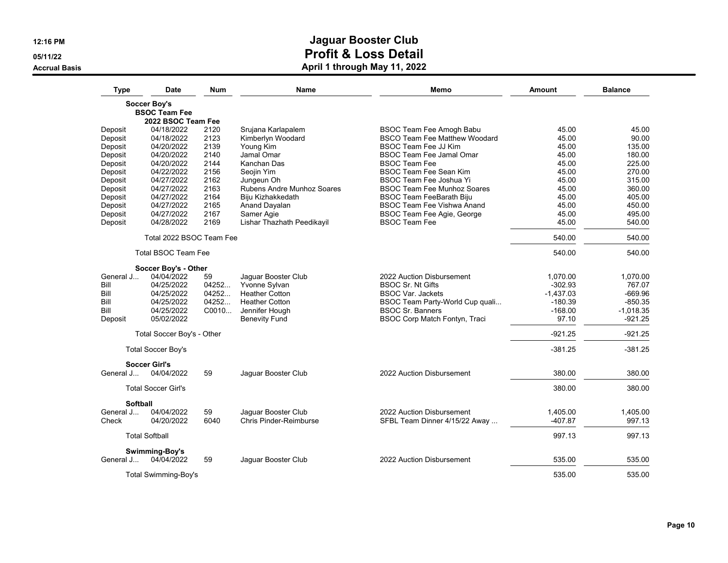# Jaguar Booster Club
## Profit & Loss Detail
### April 1 through May 11, 2022

12:16 PM
05/11/22
Accrual Basis

| Type | Date | Num | Name | Memo | Amount | Balance |
|---|---|---|---|---|---|---|
| **Soccer Boy's** | | | | | | |
| **BSOC Team Fee** | | | | | | |
| **2022 BSOC Team Fee** | | | | | | |
| Deposit | 04/18/2022 | 2120 | Srujana Karlapalem | BSOC Team Fee Amogh Babu | 45.00 | 45.00 |
| Deposit | 04/18/2022 | 2123 | Kimberlyn Woodard | BSCO Team Fee Matthew Woodard | 45.00 | 90.00 |
| Deposit | 04/20/2022 | 2139 | Young Kim | BSOC Team Fee JJ Kim | 45.00 | 135.00 |
| Deposit | 04/20/2022 | 2140 | Jamal Omar | BSOC Team Fee Jamal Omar | 45.00 | 180.00 |
| Deposit | 04/20/2022 | 2144 | Kanchan Das | BSOC Team Fee | 45.00 | 225.00 |
| Deposit | 04/22/2022 | 2156 | Seojin Yim | BSOC Team Fee Sean Kim | 45.00 | 270.00 |
| Deposit | 04/27/2022 | 2162 | Jungeun Oh | BSOC Team Fee Joshua Yi | 45.00 | 315.00 |
| Deposit | 04/27/2022 | 2163 | Rubens Andre Munhoz Soares | BSOC Team Fee Munhoz Soares | 45.00 | 360.00 |
| Deposit | 04/27/2022 | 2164 | Biju Kizhakkedath | BSOC Team FeeBarath Biju | 45.00 | 405.00 |
| Deposit | 04/27/2022 | 2165 | Anand Dayalan | BSOC Team Fee Vishwa Anand | 45.00 | 450.00 |
| Deposit | 04/27/2022 | 2167 | Samer Agie | BSOC Team Fee Agie, George | 45.00 | 495.00 |
| Deposit | 04/28/2022 | 2169 | Lishar Thazhath Peedikayil | BSOC Team Fee | 45.00 | 540.00 |
| Total 2022 BSOC Team Fee | | | | | 540.00 | 540.00 |
| Total BSOC Team Fee | | | | | 540.00 | 540.00 |
| **Soccer Boy's - Other** | | | | | | |
| General J... | 04/04/2022 | 59 | Jaguar Booster Club | 2022 Auction Disbursement | 1,070.00 | 1,070.00 |
| Bill | 04/25/2022 | 04252... | Yvonne Sylvan | BSOC Sr. Nt Gifts | -302.93 | 767.07 |
| Bill | 04/25/2022 | 04252... | Heather Cotton | BSOC Var. Jackets | -1,437.03 | -669.96 |
| Bill | 04/25/2022 | 04252... | Heather Cotton | BSOC Team Party-World Cup quali... | -180.39 | -850.35 |
| Bill | 04/25/2022 | C0010... | Jennifer Hough | BSOC Sr. Banners | -168.00 | -1,018.35 |
| Deposit | 05/02/2022 | | Benevity Fund | BSOC Corp Match Fontyn, Traci | 97.10 | -921.25 |
| Total Soccer Boy's - Other | | | | | -921.25 | -921.25 |
| Total Soccer Boy's | | | | | -381.25 | -381.25 |
| **Soccer Girl's** | | | | | | |
| General J... | 04/04/2022 | 59 | Jaguar Booster Club | 2022 Auction Disbursement | 380.00 | 380.00 |
| Total Soccer Girl's | | | | | 380.00 | 380.00 |
| **Softball** | | | | | | |
| General J... | 04/04/2022 | 59 | Jaguar Booster Club | 2022 Auction Disbursement | 1,405.00 | 1,405.00 |
| Check | 04/20/2022 | 6040 | Chris Pinder-Reimburse | SFBL Team Dinner 4/15/22 Away ... | -407.87 | 997.13 |
| Total Softball | | | | | 997.13 | 997.13 |
| **Swimming-Boy's** | | | | | | |
| General J... | 04/04/2022 | 59 | Jaguar Booster Club | 2022 Auction Disbursement | 535.00 | 535.00 |
| Total Swimming-Boy's | | | | | 535.00 | 535.00 |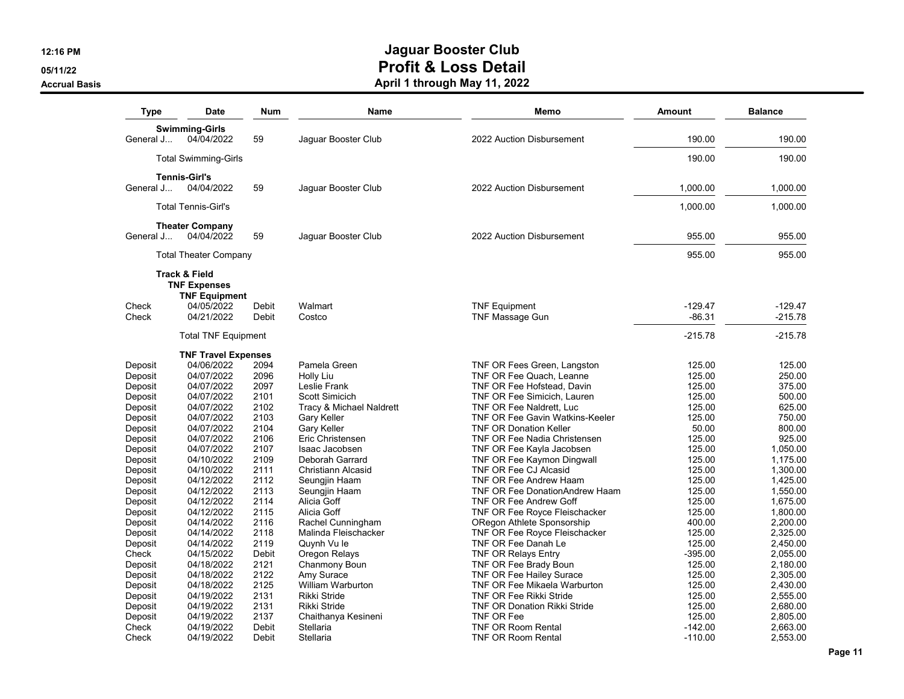# Jaguar Booster Club
## Profit & Loss Detail
### April 1 through May 11, 2022

12:16 PM
05/11/22
Accrual Basis

| Type | Date | Num | Name | Memo | Amount | Balance |
|---|---|---|---|---|---|---|
| **Swimming-Girls** | | | | | | |
| General J... | 04/04/2022 | 59 | Jaguar Booster Club | 2022 Auction Disbursement | 190.00 | 190.00 |
| Total Swimming-Girls | | | | | 190.00 | 190.00 |
| **Tennis-Girl's** | | | | | | |
| General J... | 04/04/2022 | 59 | Jaguar Booster Club | 2022 Auction Disbursement | 1,000.00 | 1,000.00 |
| Total Tennis-Girl's | | | | | 1,000.00 | 1,000.00 |
| **Theater Company** | | | | | | |
| General J... | 04/04/2022 | 59 | Jaguar Booster Club | 2022 Auction Disbursement | 955.00 | 955.00 |
| Total Theater Company | | | | | 955.00 | 955.00 |
| **Track & Field** | | | | | | |
| **TNF Expenses** | | | | | | |
| **TNF Equipment** | | | | | | |
| Check | 04/05/2022 | Debit | Walmart | TNF Equipment | -129.47 | -129.47 |
| Check | 04/21/2022 | Debit | Costco | TNF Massage Gun | -86.31 | -215.78 |
| Total TNF Equipment | | | | | -215.78 | -215.78 |
| **TNF Travel Expenses** | | | | | | |
| Deposit | 04/06/2022 | 2094 | Pamela Green | TNF OR Fees Green, Langston | 125.00 | 125.00 |
| Deposit | 04/07/2022 | 2096 | Holly Liu | TNF OR Fee Quach, Leanne | 125.00 | 250.00 |
| Deposit | 04/07/2022 | 2097 | Leslie Frank | TNF OR Fee Hofstead, Davin | 125.00 | 375.00 |
| Deposit | 04/07/2022 | 2101 | Scott Simicich | TNF OR Fee Simicich, Lauren | 125.00 | 500.00 |
| Deposit | 04/07/2022 | 2102 | Tracy & Michael Naldrett | TNF OR Fee Naldrett, Luc | 125.00 | 625.00 |
| Deposit | 04/07/2022 | 2103 | Gary Keller | TNF OR Fee Gavin Watkins-Keeler | 125.00 | 750.00 |
| Deposit | 04/07/2022 | 2104 | Gary Keller | TNF OR Donation Keller | 50.00 | 800.00 |
| Deposit | 04/07/2022 | 2106 | Eric Christensen | TNF OR Fee Nadia Christensen | 125.00 | 925.00 |
| Deposit | 04/07/2022 | 2107 | Isaac Jacobsen | TNF OR Fee Kayla Jacobsen | 125.00 | 1,050.00 |
| Deposit | 04/10/2022 | 2109 | Deborah Garrard | TNF OR Fee Kaymon Dingwall | 125.00 | 1,175.00 |
| Deposit | 04/10/2022 | 2111 | Christiann Alcasid | TNF OR Fee CJ Alcasid | 125.00 | 1,300.00 |
| Deposit | 04/12/2022 | 2112 | Seungjin Haam | TNF OR Fee Andrew Haam | 125.00 | 1,425.00 |
| Deposit | 04/12/2022 | 2113 | Seungjin Haam | TNF OR Fee DonationAndrew Haam | 125.00 | 1,550.00 |
| Deposit | 04/12/2022 | 2114 | Alicia Goff | TNF OR Fee Andrew Goff | 125.00 | 1,675.00 |
| Deposit | 04/12/2022 | 2115 | Alicia Goff | TNF OR Fee Royce Fleischacker | 125.00 | 1,800.00 |
| Deposit | 04/14/2022 | 2116 | Rachel Cunningham | ORegon Athlete Sponsorship | 400.00 | 2,200.00 |
| Deposit | 04/14/2022 | 2118 | Malinda Fleischacker | TNF OR Fee Royce Fleischacker | 125.00 | 2,325.00 |
| Deposit | 04/14/2022 | 2119 | Quynh Vu le | TNF OR Fee Danah Le | 125.00 | 2,450.00 |
| Check | 04/15/2022 | Debit | Oregon Relays | TNF OR Relays Entry | -395.00 | 2,055.00 |
| Deposit | 04/18/2022 | 2121 | Chanmony Boun | TNF OR Fee Brady Boun | 125.00 | 2,180.00 |
| Deposit | 04/18/2022 | 2122 | Amy Surace | TNF OR Fee Hailey Surace | 125.00 | 2,305.00 |
| Deposit | 04/18/2022 | 2125 | William Warburton | TNF OR Fee Mikaela Warburton | 125.00 | 2,430.00 |
| Deposit | 04/19/2022 | 2131 | Rikki Stride | TNF OR Fee Rikki Stride | 125.00 | 2,555.00 |
| Deposit | 04/19/2022 | 2131 | Rikki Stride | TNF OR Donation Rikki Stride | 125.00 | 2,680.00 |
| Deposit | 04/19/2022 | 2137 | Chaithanya Kesineni | TNF OR Fee | 125.00 | 2,805.00 |
| Check | 04/19/2022 | Debit | Stellaria | TNF OR Room Rental | -142.00 | 2,663.00 |
| Check | 04/19/2022 | Debit | Stellaria | TNF OR Room Rental | -110.00 | 2,553.00 |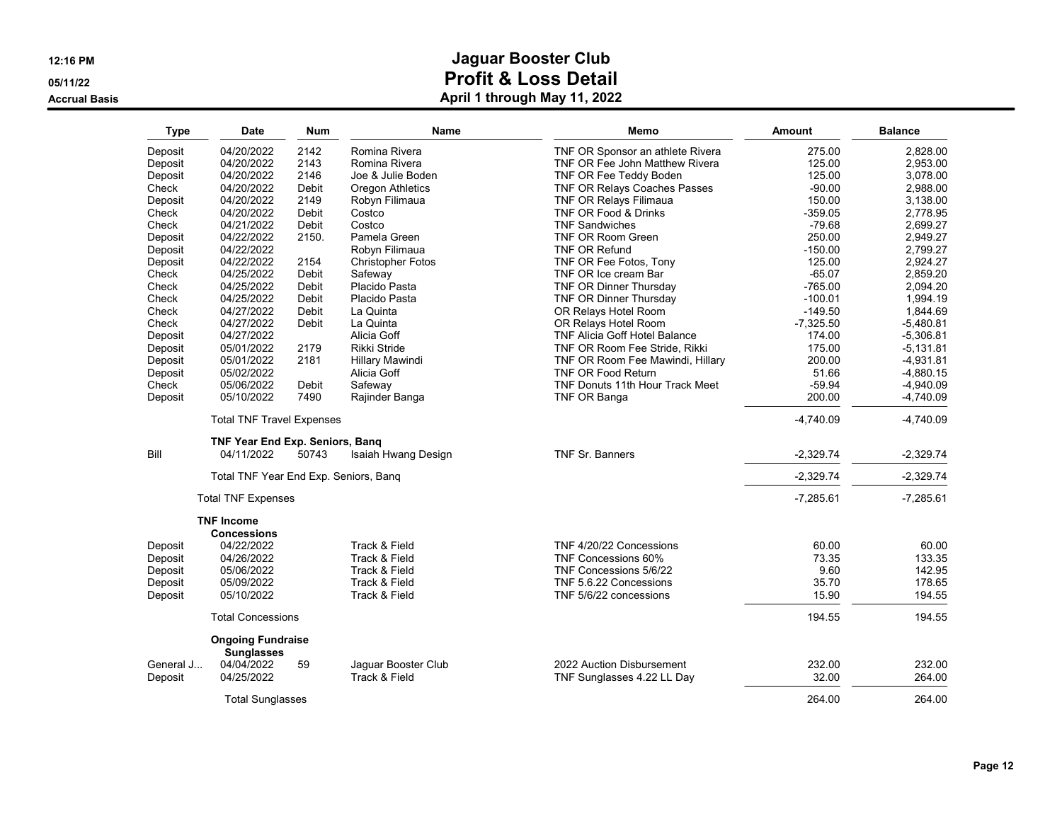# Jaguar Booster Club
## Profit & Loss Detail
### April 1 through May 11, 2022

12:16 PM
05/11/22
Accrual Basis

| Type | Date | Num | Name | Memo | Amount | Balance |
|---|---|---|---|---|---|---|
| Deposit | 04/20/2022 | 2142 | Romina Rivera | TNF OR Sponsor an athlete Rivera | 275.00 | 2,828.00 |
| Deposit | 04/20/2022 | 2143 | Romina Rivera | TNF OR Fee John Matthew Rivera | 125.00 | 2,953.00 |
| Deposit | 04/20/2022 | 2146 | Joe & Julie Boden | TNF OR Fee Teddy Boden | 125.00 | 3,078.00 |
| Check | 04/20/2022 | Debit | Oregon Athletics | TNF OR Relays Coaches Passes | -90.00 | 2,988.00 |
| Deposit | 04/20/2022 | 2149 | Robyn Filimaua | TNF OR Relays Filimaua | 150.00 | 3,138.00 |
| Check | 04/20/2022 | Debit | Costco | TNF OR Food & Drinks | -359.05 | 2,778.95 |
| Check | 04/21/2022 | Debit | Costco | TNF Sandwiches | -79.68 | 2,699.27 |
| Deposit | 04/22/2022 | 2150. | Pamela Green | TNF OR Room Green | 250.00 | 2,949.27 |
| Deposit | 04/22/2022 | | Robyn Filimaua | TNF OR Refund | -150.00 | 2,799.27 |
| Deposit | 04/22/2022 | 2154 | Christopher Fotos | TNF OR Fee Fotos, Tony | 125.00 | 2,924.27 |
| Check | 04/25/2022 | Debit | Safeway | TNF OR Ice cream Bar | -65.07 | 2,859.20 |
| Check | 04/25/2022 | Debit | Placido Pasta | TNF OR Dinner Thursday | -765.00 | 2,094.20 |
| Check | 04/25/2022 | Debit | Placido Pasta | TNF OR Dinner Thursday | -100.01 | 1,994.19 |
| Check | 04/27/2022 | Debit | La Quinta | OR Relays Hotel Room | -149.50 | 1,844.69 |
| Check | 04/27/2022 | Debit | La Quinta | OR Relays Hotel Room | -7,325.50 | -5,480.81 |
| Deposit | 04/27/2022 | | Alicia Goff | TNF Alicia Goff Hotel Balance | 174.00 | -5,306.81 |
| Deposit | 05/01/2022 | 2179 | Rikki Stride | TNF OR Room Fee Stride, Rikki | 175.00 | -5,131.81 |
| Deposit | 05/01/2022 | 2181 | Hillary Mawindi | TNF OR Room Fee Mawindi, Hillary | 200.00 | -4,931.81 |
| Deposit | 05/02/2022 | | Alicia Goff | TNF OR Food Return | 51.66 | -4,880.15 |
| Check | 05/06/2022 | Debit | Safeway | TNF Donuts 11th Hour Track Meet | -59.94 | -4,940.09 |
| Deposit | 05/10/2022 | 7490 | Rajinder Banga | TNF OR Banga | 200.00 | -4,740.09 |
| | Total TNF Travel Expenses | | | | -4,740.09 | -4,740.09 |
| | **TNF Year End Exp. Seniors, Banq** | | | | | |
| Bill | 04/11/2022 | 50743 | Isaiah Hwang Design | TNF Sr. Banners | -2,329.74 | -2,329.74 |
| | Total TNF Year End Exp. Seniors, Banq | | | | -2,329.74 | -2,329.74 |
| | Total TNF Expenses | | | | -7,285.61 | -7,285.61 |
| | **TNF Income** | | | | | |
| | **Concessions** | | | | | |
| Deposit | 04/22/2022 | | Track & Field | TNF 4/20/22 Concessions | 60.00 | 60.00 |
| Deposit | 04/26/2022 | | Track & Field | TNF Concessions 60% | 73.35 | 133.35 |
| Deposit | 05/06/2022 | | Track & Field | TNF Concessions 5/6/22 | 9.60 | 142.95 |
| Deposit | 05/09/2022 | | Track & Field | TNF 5.6.22 Concessions | 35.70 | 178.65 |
| Deposit | 05/10/2022 | | Track & Field | TNF 5/6/22 concessions | 15.90 | 194.55 |
| | Total Concessions | | | | 194.55 | 194.55 |
| | **Ongoing Fundraise** | | | | | |
| | **Sunglasses** | | | | | |
| General J... | 04/04/2022 | 59 | Jaguar Booster Club | 2022 Auction Disbursement | 232.00 | 232.00 |
| Deposit | 04/25/2022 | | Track & Field | TNF Sunglasses 4.22 LL Day | 32.00 | 264.00 |
| | Total Sunglasses | | | | 264.00 | 264.00 |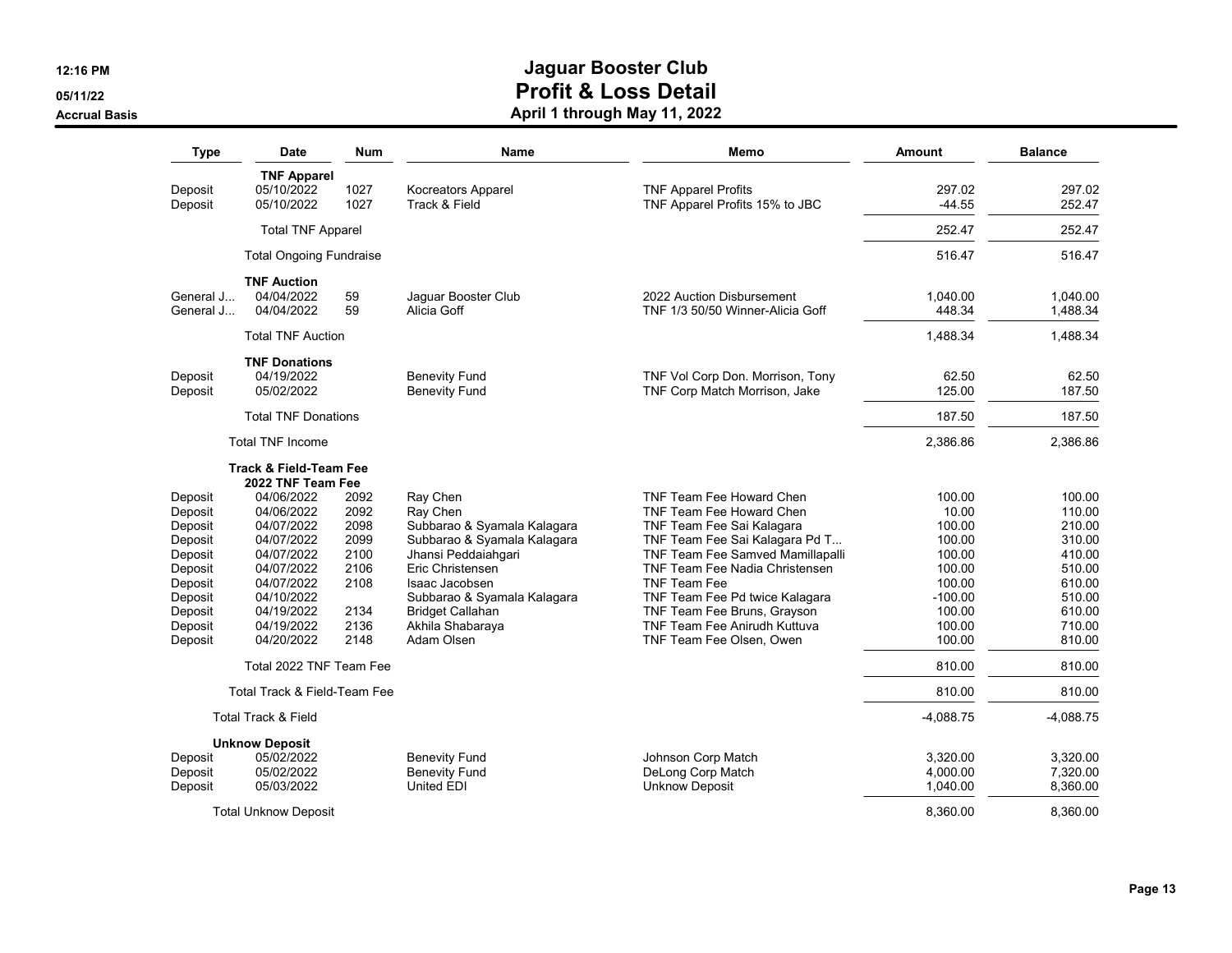# Jaguar Booster Club
## Profit & Loss Detail
### April 1 through May 11, 2022

12:16 PM
05/11/22
Accrual Basis

| Type | Date | Num | Name | Memo | Amount | Balance |
|---|---|---|---|---|---|---|
| | **TNF Apparel** | | | | | |
| Deposit | 05/10/2022 | 1027 | Kocreators Apparel | TNF Apparel Profits | 297.02 | 297.02 |
| Deposit | 05/10/2022 | 1027 | Track & Field | TNF Apparel Profits 15% to JBC | -44.55 | 252.47 |
| | Total TNF Apparel | | | | 252.47 | 252.47 |
| | Total Ongoing Fundraise | | | | 516.47 | 516.47 |
| | **TNF Auction** | | | | | |
| General J... | 04/04/2022 | 59 | Jaguar Booster Club | 2022 Auction Disbursement | 1,040.00 | 1,040.00 |
| General J... | 04/04/2022 | 59 | Alicia Goff | TNF 1/3 50/50 Winner-Alicia Goff | 448.34 | 1,488.34 |
| | Total TNF Auction | | | | 1,488.34 | 1,488.34 |
| | **TNF Donations** | | | | | |
| Deposit | 04/19/2022 | | Benevity Fund | TNF Vol Corp Don. Morrison, Tony | 62.50 | 62.50 |
| Deposit | 05/02/2022 | | Benevity Fund | TNF Corp Match Morrison, Jake | 125.00 | 187.50 |
| | Total TNF Donations | | | | 187.50 | 187.50 |
| | Total TNF Income | | | | 2,386.86 | 2,386.86 |
| | **Track & Field-Team Fee** | | | | | |
| | **2022 TNF Team Fee** | | | | | |
| Deposit | 04/06/2022 | 2092 | Ray Chen | TNF Team Fee Howard Chen | 100.00 | 100.00 |
| Deposit | 04/06/2022 | 2092 | Ray Chen | TNF Team Fee Howard Chen | 10.00 | 110.00 |
| Deposit | 04/07/2022 | 2098 | Subbarao & Syamala Kalagara | TNF Team Fee Sai Kalagara | 100.00 | 210.00 |
| Deposit | 04/07/2022 | 2099 | Subbarao & Syamala Kalagara | TNF Team Fee Sai Kalagara Pd T... | 100.00 | 310.00 |
| Deposit | 04/07/2022 | 2100 | Jhansi Peddaiahgari | TNF Team Fee Samved Mamillapalli | 100.00 | 410.00 |
| Deposit | 04/07/2022 | 2106 | Eric Christensen | TNF Team Fee Nadia Christensen | 100.00 | 510.00 |
| Deposit | 04/07/2022 | 2108 | Isaac Jacobsen | TNF Team Fee | 100.00 | 610.00 |
| Deposit | 04/10/2022 | | Subbarao & Syamala Kalagara | TNF Team Fee Pd twice Kalagara | -100.00 | 510.00 |
| Deposit | 04/19/2022 | 2134 | Bridget Callahan | TNF Team Fee Bruns, Grayson | 100.00 | 610.00 |
| Deposit | 04/19/2022 | 2136 | Akhila Shabaraya | TNF Team Fee Anirudh Kuttuva | 100.00 | 710.00 |
| Deposit | 04/20/2022 | 2148 | Adam Olsen | TNF Team Fee Olsen, Owen | 100.00 | 810.00 |
| | Total 2022 TNF Team Fee | | | | 810.00 | 810.00 |
| | Total Track & Field-Team Fee | | | | 810.00 | 810.00 |
| | Total Track & Field | | | | -4,088.75 | -4,088.75 |
| | **Unknow Deposit** | | | | | |
| Deposit | 05/02/2022 | | Benevity Fund | Johnson Corp Match | 3,320.00 | 3,320.00 |
| Deposit | 05/02/2022 | | Benevity Fund | DeLong Corp Match | 4,000.00 | 7,320.00 |
| Deposit | 05/03/2022 | | United EDI | Unknow Deposit | 1,040.00 | 8,360.00 |
| | Total Unknow Deposit | | | | 8,360.00 | 8,360.00 |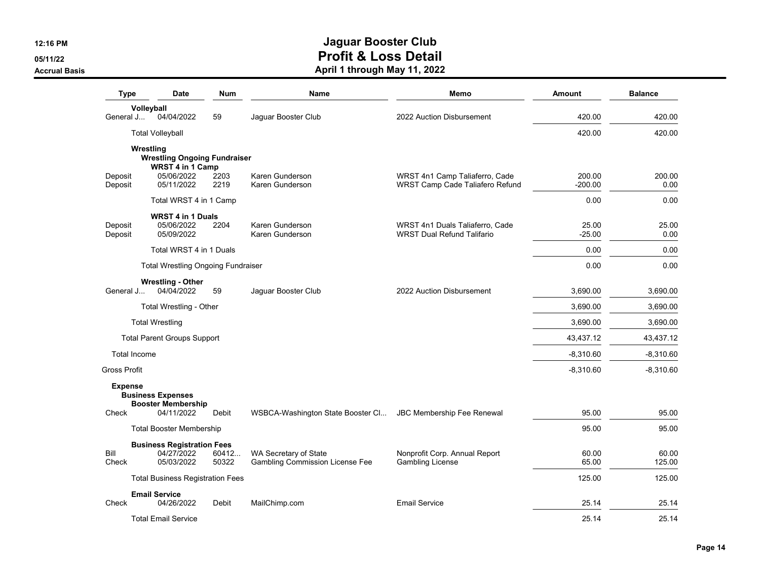# Jaguar Booster Club
## Profit & Loss Detail
### April 1 through May 11, 2022

12:16 PM
05/11/22
Accrual Basis

| Type | Date | Num | Name | Memo | Amount | Balance |
|---|---|---|---|---|---|---|
| **Volleyball** | | | | | | |
| General J... | 04/04/2022 | 59 | Jaguar Booster Club | 2022 Auction Disbursement | 420.00 | 420.00 |
| Total Volleyball | | | | | 420.00 | 420.00 |
| **Wrestling** | | | | | | |
| **Wrestling Ongoing Fundraiser** | | | | | | |
| **WRST 4 in 1 Camp** | | | | | | |
| Deposit | 05/06/2022 | 2203 | Karen Gunderson | WRST 4n1 Camp Taliaferro, Cade | 200.00 | 200.00 |
| Deposit | 05/11/2022 | 2219 | Karen Gunderson | WRST Camp Cade Taliafero Refund | -200.00 | 0.00 |
| Total WRST 4 in 1 Camp | | | | | 0.00 | 0.00 |
| **WRST 4 in 1 Duals** | | | | | | |
| Deposit | 05/06/2022 | 2204 | Karen Gunderson | WRST 4n1 Duals Taliaferro, Cade | 25.00 | 25.00 |
| Deposit | 05/09/2022 | | Karen Gunderson | WRST Dual Refund Talifario | -25.00 | 0.00 |
| Total WRST 4 in 1 Duals | | | | | 0.00 | 0.00 |
| Total Wrestling Ongoing Fundraiser | | | | | 0.00 | 0.00 |
| **Wrestling - Other** | | | | | | |
| General J... | 04/04/2022 | 59 | Jaguar Booster Club | 2022 Auction Disbursement | 3,690.00 | 3,690.00 |
| Total Wrestling - Other | | | | | 3,690.00 | 3,690.00 |
| Total Wrestling | | | | | 3,690.00 | 3,690.00 |
| Total Parent Groups Support | | | | | 43,437.12 | 43,437.12 |
| Total Income | | | | | -8,310.60 | -8,310.60 |
| Gross Profit | | | | | -8,310.60 | -8,310.60 |
| **Expense** | | | | | | |
| **Business Expenses** | | | | | | |
| **Booster Membership** | | | | | | |
| Check | 04/11/2022 | Debit | WSBCA-Washington State Booster Cl... | JBC Membership Fee Renewal | 95.00 | 95.00 |
| Total Booster Membership | | | | | 95.00 | 95.00 |
| **Business Registration Fees** | | | | | | |
| Bill | 04/27/2022 | 60412... | WA Secretary of State | Nonprofit Corp. Annual Report | 60.00 | 60.00 |
| Check | 05/03/2022 | 50322 | Gambling Commission License Fee | Gambling License | 65.00 | 125.00 |
| Total Business Registration Fees | | | | | 125.00 | 125.00 |
| **Email Service** | | | | | | |
| Check | 04/26/2022 | Debit | MailChimp.com | Email Service | 25.14 | 25.14 |
| Total Email Service | | | | | 25.14 | 25.14 |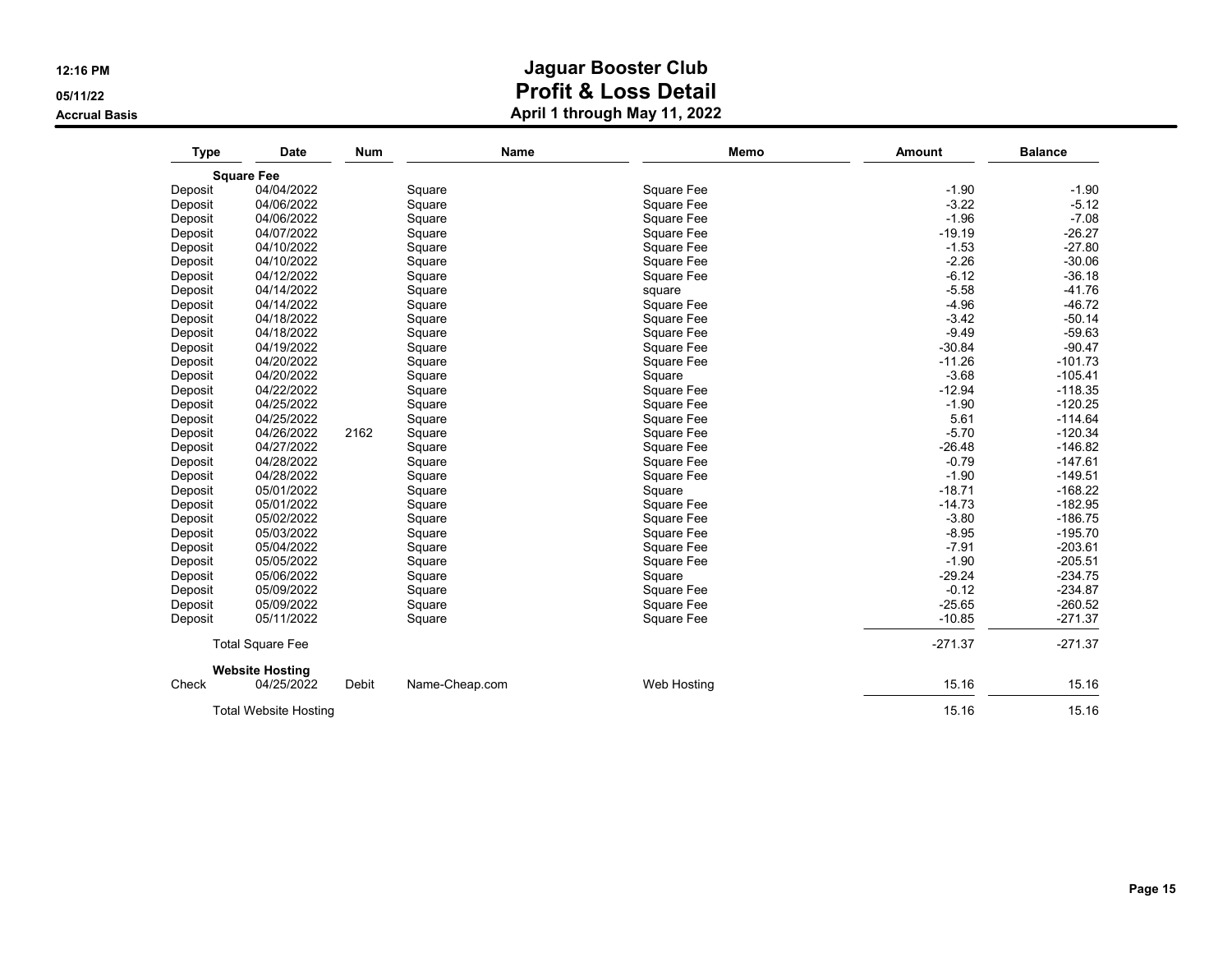# Jaguar Booster Club
## Profit & Loss Detail
### April 1 through May 11, 2022

12:16 PM
05/11/22
Accrual Basis

| Type | Date | Num | Name | Memo | Amount | Balance |
|---|---|---|---|---|---|---|
| **Square Fee** | | | | | | |
| Deposit | 04/04/2022 | | Square | Square Fee | -1.90 | -1.90 |
| Deposit | 04/06/2022 | | Square | Square Fee | -3.22 | -5.12 |
| Deposit | 04/06/2022 | | Square | Square Fee | -1.96 | -7.08 |
| Deposit | 04/07/2022 | | Square | Square Fee | -19.19 | -26.27 |
| Deposit | 04/10/2022 | | Square | Square Fee | -1.53 | -27.80 |
| Deposit | 04/10/2022 | | Square | Square Fee | -2.26 | -30.06 |
| Deposit | 04/12/2022 | | Square | Square Fee | -6.12 | -36.18 |
| Deposit | 04/14/2022 | | Square | square | -5.58 | -41.76 |
| Deposit | 04/14/2022 | | Square | Square Fee | -4.96 | -46.72 |
| Deposit | 04/18/2022 | | Square | Square Fee | -3.42 | -50.14 |
| Deposit | 04/18/2022 | | Square | Square Fee | -9.49 | -59.63 |
| Deposit | 04/19/2022 | | Square | Square Fee | -30.84 | -90.47 |
| Deposit | 04/20/2022 | | Square | Square Fee | -11.26 | -101.73 |
| Deposit | 04/20/2022 | | Square | Square | -3.68 | -105.41 |
| Deposit | 04/22/2022 | | Square | Square Fee | -12.94 | -118.35 |
| Deposit | 04/25/2022 | | Square | Square Fee | -1.90 | -120.25 |
| Deposit | 04/25/2022 | | Square | Square Fee | 5.61 | -114.64 |
| Deposit | 04/26/2022 | 2162 | Square | Square Fee | -5.70 | -120.34 |
| Deposit | 04/27/2022 | | Square | Square Fee | -26.48 | -146.82 |
| Deposit | 04/28/2022 | | Square | Square Fee | -0.79 | -147.61 |
| Deposit | 04/28/2022 | | Square | Square Fee | -1.90 | -149.51 |
| Deposit | 05/01/2022 | | Square | Square | -18.71 | -168.22 |
| Deposit | 05/01/2022 | | Square | Square Fee | -14.73 | -182.95 |
| Deposit | 05/02/2022 | | Square | Square Fee | -3.80 | -186.75 |
| Deposit | 05/03/2022 | | Square | Square Fee | -8.95 | -195.70 |
| Deposit | 05/04/2022 | | Square | Square Fee | -7.91 | -203.61 |
| Deposit | 05/05/2022 | | Square | Square Fee | -1.90 | -205.51 |
| Deposit | 05/06/2022 | | Square | Square | -29.24 | -234.75 |
| Deposit | 05/09/2022 | | Square | Square Fee | -0.12 | -234.87 |
| Deposit | 05/09/2022 | | Square | Square Fee | -25.65 | -260.52 |
| Deposit | 05/11/2022 | | Square | Square Fee | -10.85 | -271.37 |
| Total Square Fee | | | | | -271.37 | -271.37 |
| **Website Hosting** | | | | | | |
| Check | 04/25/2022 | Debit | Name-Cheap.com | Web Hosting | 15.16 | 15.16 |
| Total Website Hosting | | | | | 15.16 | 15.16 |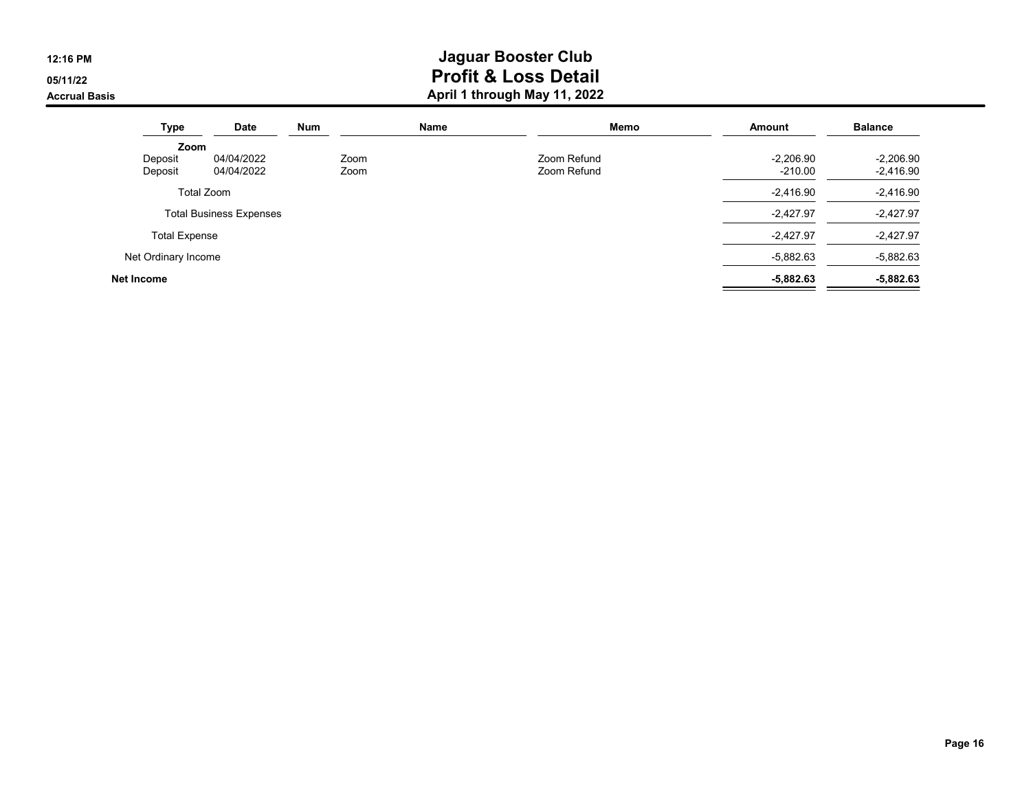**12:16 PM**
**05/11/22**
**Accrual Basis**

# Jaguar Booster Club
## Profit & Loss Detail
### April 1 through May 11, 2022

| Type | Date | Num | Name | Memo | Amount | Balance |
|---|---|---|---|---|---|---|
| **Zoom** | | | | | | |
| Deposit | 04/04/2022 | | Zoom | Zoom Refund | -2,206.90 | -2,206.90 |
| Deposit | 04/04/2022 | | Zoom | Zoom Refund | -210.00 | -2,416.90 |
| Total Zoom | | | | | -2,416.90 | -2,416.90 |
| Total Business Expenses | | | | | -2,427.97 | -2,427.97 |
| Total Expense | | | | | -2,427.97 | -2,427.97 |
| Net Ordinary Income | | | | | -5,882.63 | -5,882.63 |
| **Net Income** | | | | | **-5,882.63** | **-5,882.63** |